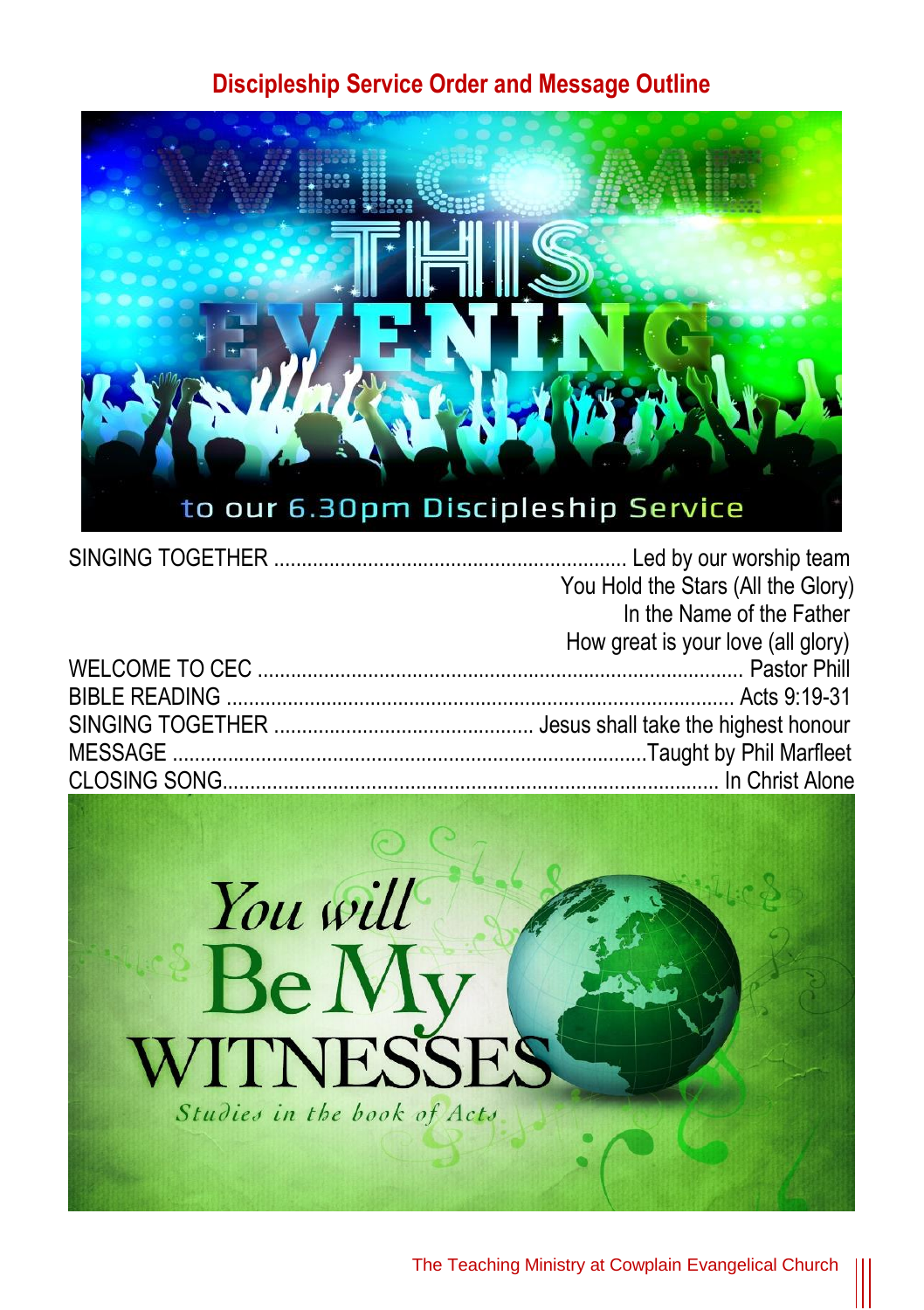## Discipleship Service Order and Message Outline

SINGING TOGETHER ............................................................... Led by our worship team
You Hold the Stars (All the Glory)
In the Name of the Father
How great is your love (all glory)

WELCOME TO CEC ...................................................................................... Pastor Phill

BIBLE READING .......................................................................................... Acts 9:19-31

SINGING TOGETHER .............................................. Jesus shall take the highest honour

MESSAGE ....................................................................................Taught by Phil Marfleet

CLOSING SONG......................................................................................... In Christ Alone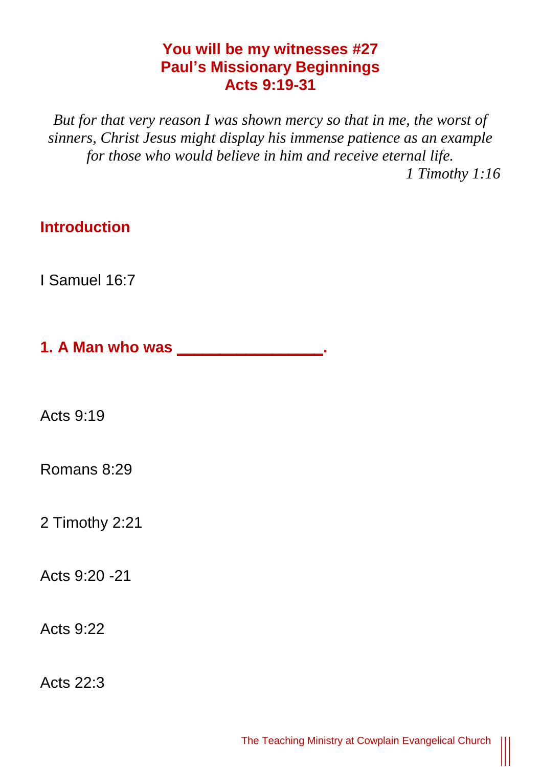# You will be my witnesses #27
# Paul's Missionary Beginnings
# Acts 9:19-31

*But for that very reason I was shown mercy so that in me, the worst of sinners, Christ Jesus might display his immense patience as an example for those who would believe in him and receive eternal life.*

*1 Timothy 1:16*

## Introduction

I Samuel 16:7

## 1. A Man who was ________________.

Acts 9:19

Romans 8:29

2 Timothy 2:21

Acts 9:20 -21

Acts 9:22

Acts 22:3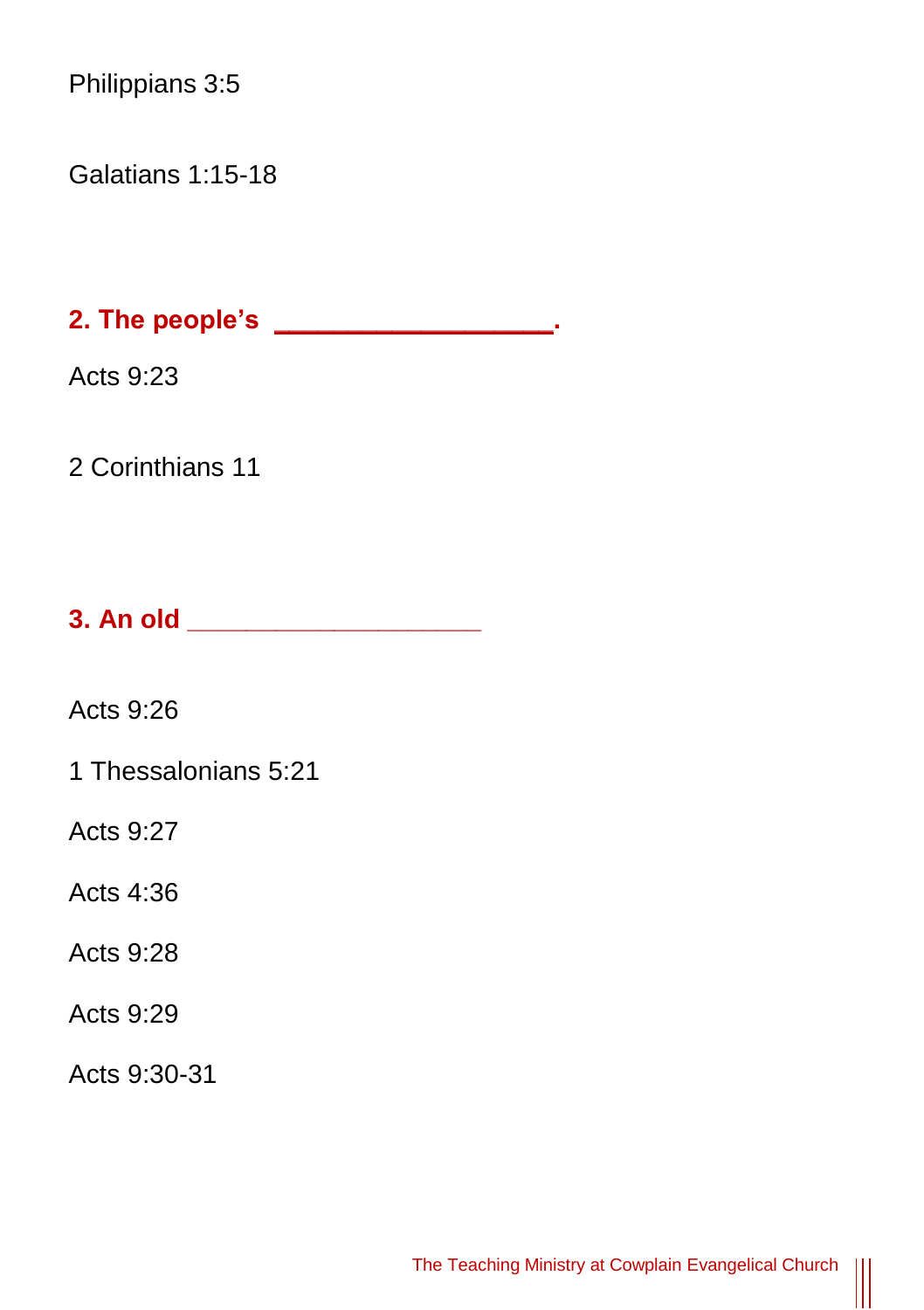Philippians 3:5

Galatians 1:15-18

## **2. The people's \_\_\_\_\_\_\_\_\_\_\_\_\_\_\_\_\_\_\_.**

Acts 9:23

2 Corinthians 11

## **3. An old \_\_\_\_\_\_\_\_\_\_\_\_\_\_\_\_\_\_\_\_\_**

Acts 9:26

1 Thessalonians 5:21

Acts 9:27

Acts 4:36

Acts 9:28

Acts 9:29

Acts 9:30-31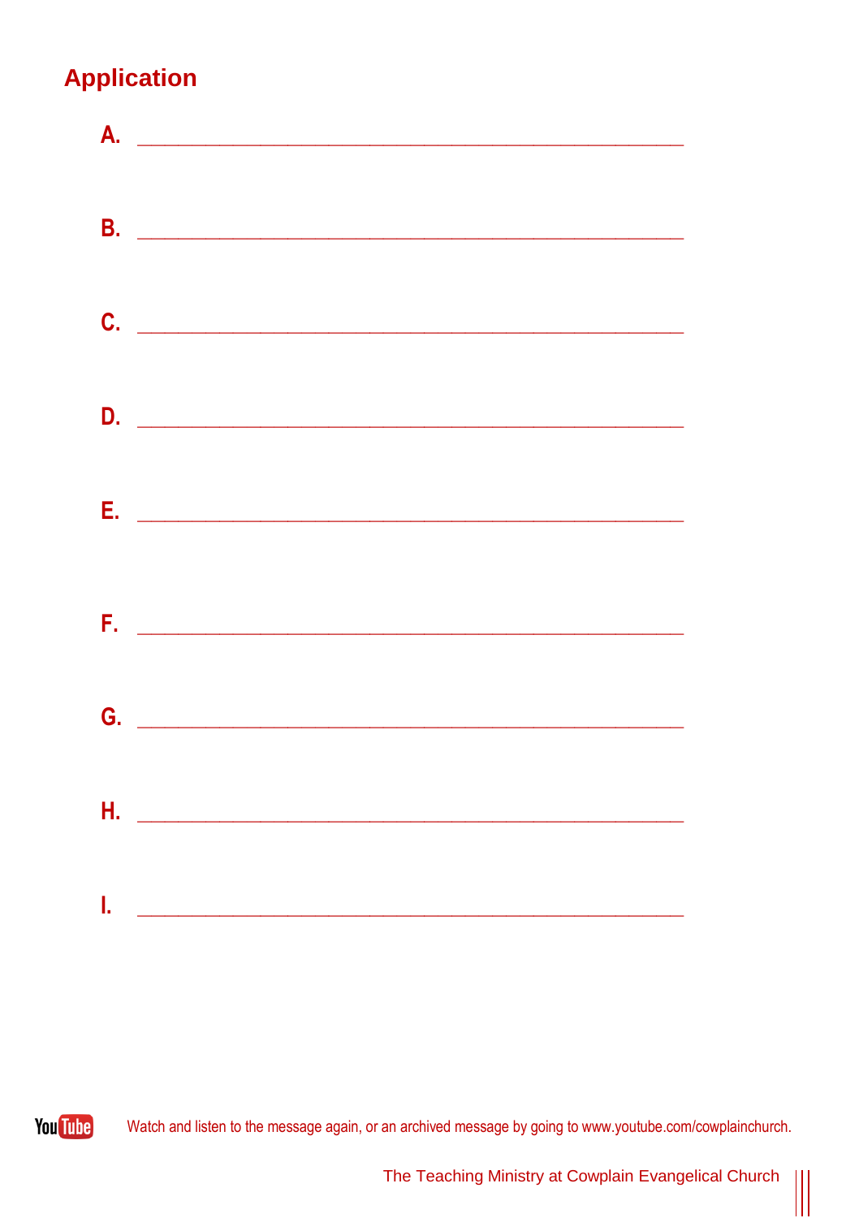## Application

A. ___________________________________________________

B. ___________________________________________________

C. ___________________________________________________

D. ___________________________________________________

E. ___________________________________________________

F. ___________________________________________________

G. ___________________________________________________

H. ___________________________________________________

I. ___________________________________________________

YouTube Watch and listen to the message again, or an archived message by going to www.youtube.com/cowplainchurch.

The Teaching Ministry at Cowplain Evangelical Church